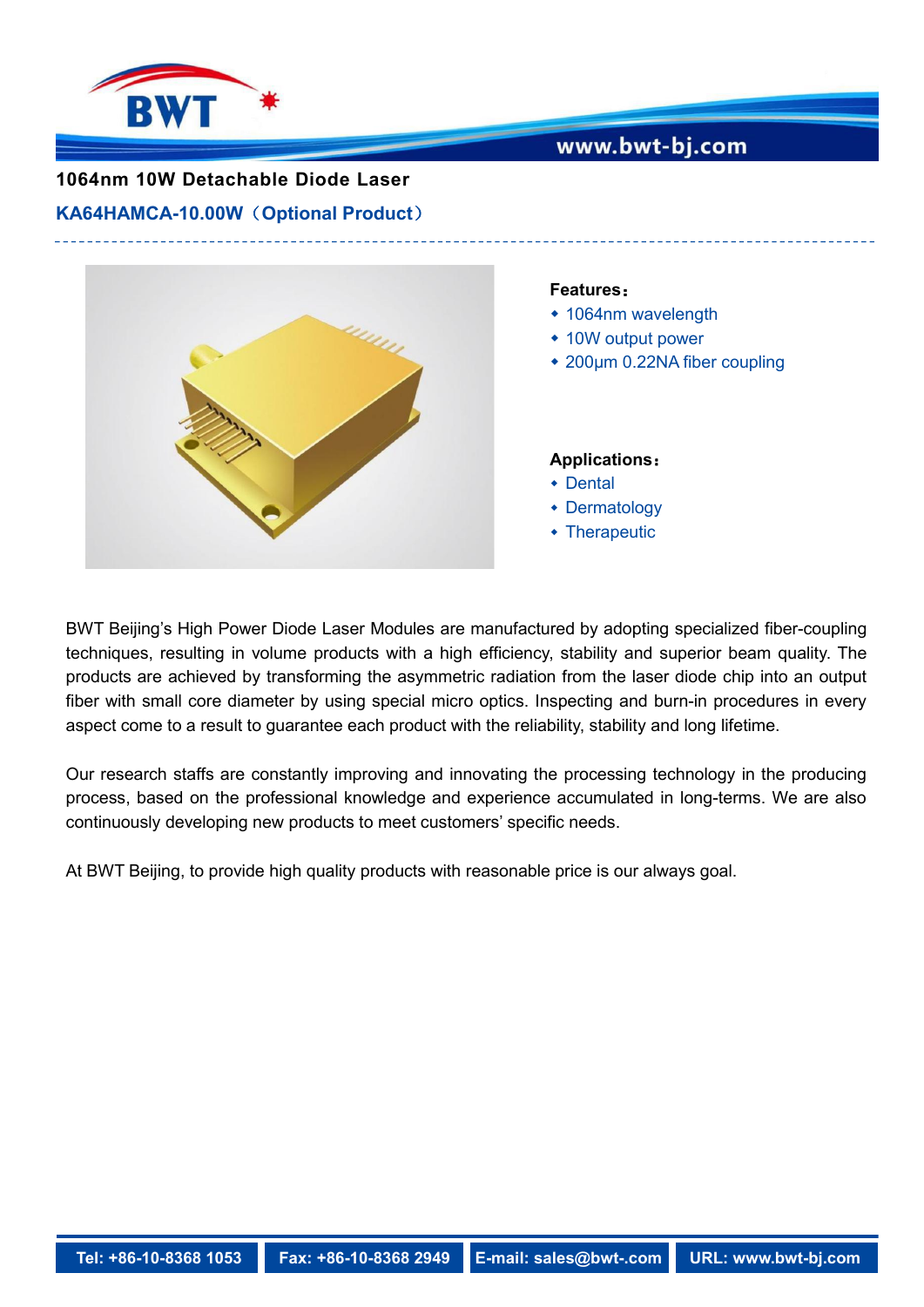# 1064nm 10W Detachable Diode Laser

## KA64HAMCA-10.00W（Optional Product）

**Features：**

- 1064nm wavelength
- 10W output power
- 200μm 0.22NA fiber coupling

**Applications：**

- Dental
- Dermatology
- Therapeutic

BWT Beijing's High Power Diode Laser Modules are manufactured by adopting specialized fiber-coupling techniques, resulting in volume products with a high efficiency, stability and superior beam quality. The products are achieved by transforming the asymmetric radiation from the laser diode chip into an output fiber with small core diameter by using special micro optics. Inspecting and burn-in procedures in every aspect come to a result to guarantee each product with the reliability, stability and long lifetime.

Our research staffs are constantly improving and innovating the processing technology in the producing process, based on the professional knowledge and experience accumulated in long-terms. We are also continuously developing new products to meet customers' specific needs.

At BWT Beijing, to provide high quality products with reasonable price is our always goal.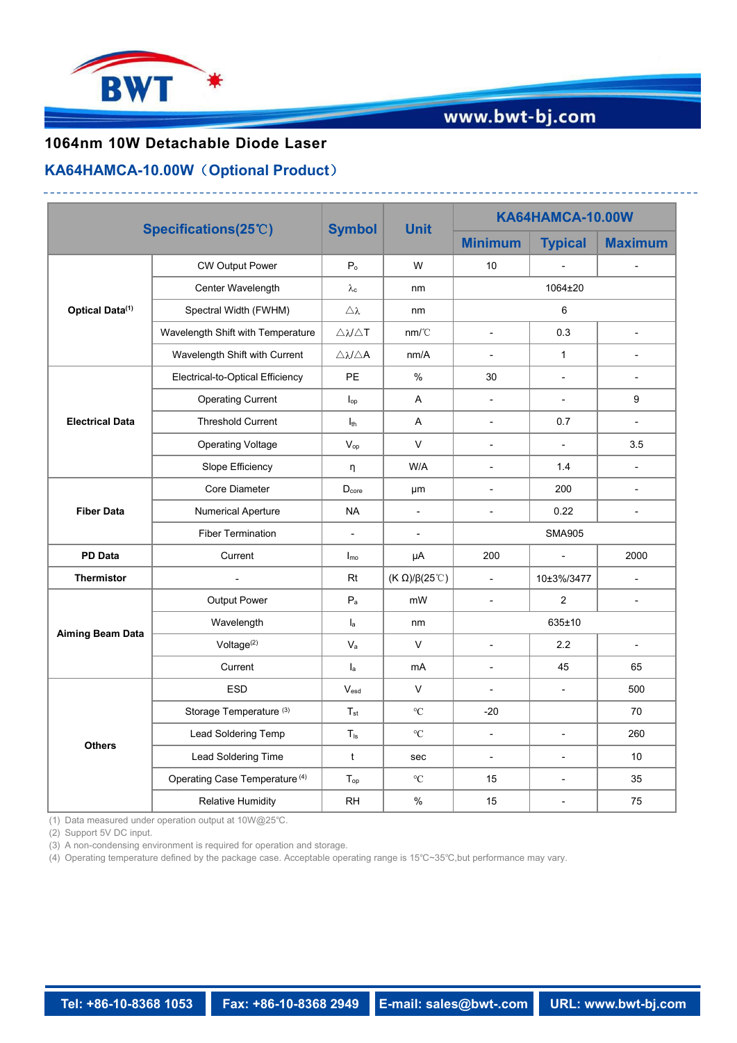## 1064nm 10W Detachable Diode Laser

### KA64HAMCA-10.00W（Optional Product）

| Specifications(25℃) | | Symbol | Unit | KA64HAMCA-10.00W | | |
|---|---|---|---|---|---|---|
| | | | | Minimum | Typical | Maximum |
| Optical Data[1] | CW Output Power | $P_o$ | W | 10 | - | - |
| | Center Wavelength | $\lambda_c$ | nm | 1064±20 | | |
| | Spectral Width (FWHM) | △λ | nm | 6 | | |
| | Wavelength Shift with Temperature | △λ/△T | nm/℃ | - | 0.3 | - |
| | Wavelength Shift with Current | △λ/△A | nm/A | - | 1 | - |
| Electrical Data | Electrical-to-Optical Efficiency | PE | % | 30 | - | - |
| | Operating Current | $I_{op}$ | A | - | - | 9 |
| | Threshold Current | $I_{th}$ | A | - | 0.7 | - |
| | Operating Voltage | $V_{op}$ | V | - | - | 3.5 |
| | Slope Efficiency | η | W/A | - | 1.4 | - |
| Fiber Data | Core Diameter | $D_{core}$ | μm | - | 200 | - |
| | Numerical Aperture | NA | - | - | 0.22 | - |
| | Fiber Termination | - | - | SMA905 | | |
| PD Data | Current | $I_{mo}$ | μA | 200 | - | 2000 |
| Thermistor | - | Rt | (K Ω)/β(25℃) | - | 10±3%/3477 | - |
| Aiming Beam Data | Output Power | $P_a$ | mW | - | 2 | - |
| | Wavelength | $l_a$ | nm | 635±10 | | |
| | Voltage[2] | $V_a$ | V | - | 2.2 | - |
| | Current | $I_a$ | mA | - | 45 | 65 |
| Others | ESD | $V_{esd}$ | V | - | - | 500 |
| | Storage Temperature [3] | $T_{st}$ | ℃ | -20 | | 70 |
| | Lead Soldering Temp | $T_{ls}$ | ℃ | - | - | 260 |
| | Lead Soldering Time | t | sec | - | - | 10 |
| | Operating Case Temperature [4] | $T_{op}$ | ℃ | 15 | - | 35 |
| | Relative Humidity | RH | % | 15 | - | 75 |

(1) Data measured under operation output at 10W@25℃.
(2) Support 5V DC input.
(3) A non-condensing environment is required for operation and storage.
(4) Operating temperature defined by the package case. Acceptable operating range is 15℃~35℃,but performance may vary.

Tel: +86-10-8368 1053 | Fax: +86-10-8368 2949 | E-mail: sales@bwt-.com | URL: www.bwt-bj.com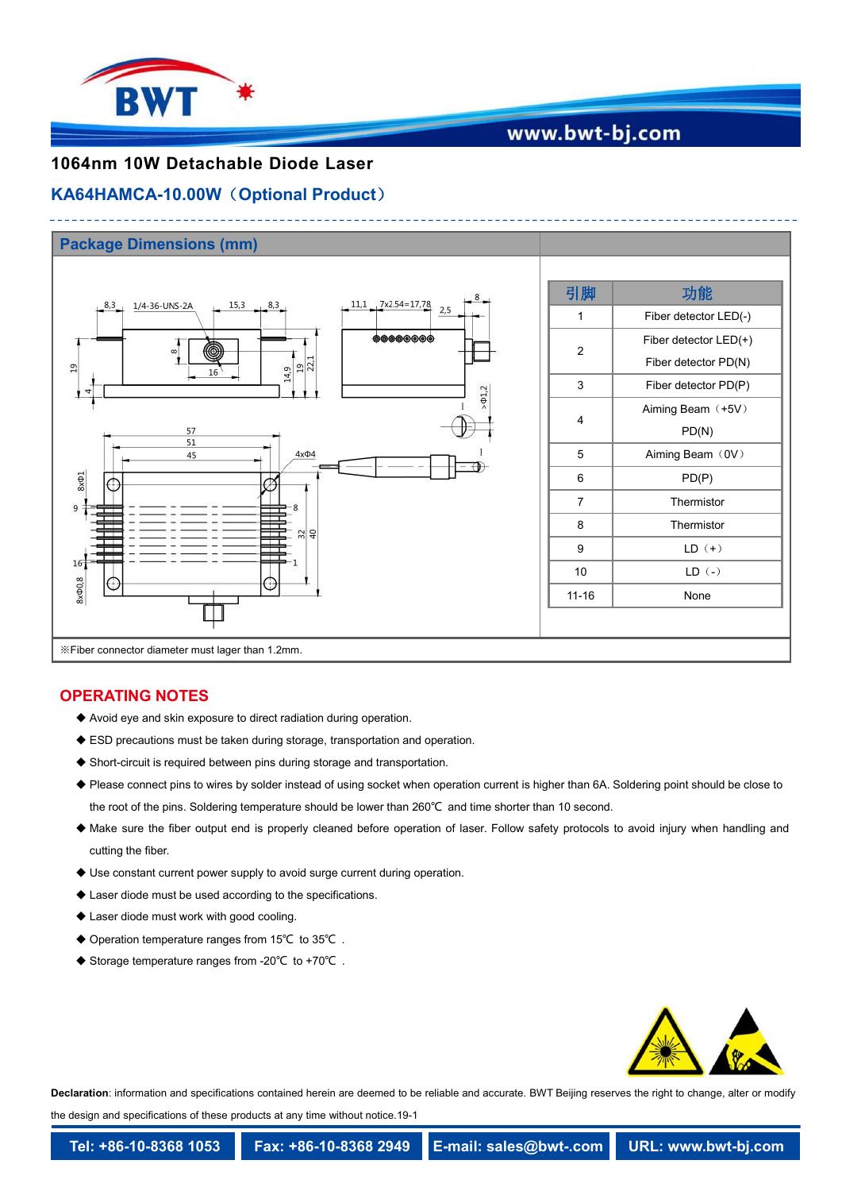## 1064nm 10W Detachable Diode Laser

### KA64HAMCA-10.00W（Optional Product）

### Package Dimensions (mm)

8,3
1/4-36-UNS-2A
15,3
8,3
11,1
7x2.54=17,78
2,5
8
19
4
8
16
14,9
19
22,1
>Φ1,2
57
51
45
4xΦ4
8xΦ1
9
8
32
40
16
1
8xΦ0,8

| 引脚 | 功能 |
|---|---|
| 1 | Fiber detector LED(-) |
| 2 | Fiber detector LED(+)<br>Fiber detector PD(N) |
| 3 | Fiber detector PD(P) |
| 4 | Aiming Beam（+5V）<br>PD(N) |
| 5 | Aiming Beam（0V） |
| 6 | PD(P) |
| 7 | Thermistor |
| 8 | Thermistor |
| 9 | LD（+） |
| 10 | LD（-） |
| 11-16 | None |

※Fiber connector diameter must lager than 1.2mm.

## OPERATING NOTES

- Avoid eye and skin exposure to direct radiation during operation.
- ESD precautions must be taken during storage, transportation and operation.
- Short-circuit is required between pins during storage and transportation.
- Please connect pins to wires by solder instead of using socket when operation current is higher than 6A. Soldering point should be close to the root of the pins. Soldering temperature should be lower than 260℃ and time shorter than 10 second.
- Make sure the fiber output end is properly cleaned before operation of laser. Follow safety protocols to avoid injury when handling and cutting the fiber.
- Use constant current power supply to avoid surge current during operation.
- Laser diode must be used according to the specifications.
- Laser diode must work with good cooling.
- Operation temperature ranges from 15℃ to 35℃ .
- Storage temperature ranges from -20℃ to +70℃ .

**Declaration**: information and specifications contained herein are deemed to be reliable and accurate. BWT Beijing reserves the right to change, alter or modify the design and specifications of these products at any time without notice.19-1

Tel: +86-10-8368 1053 | Fax: +86-10-8368 2949 | E-mail: sales@bwt-.com | URL: www.bwt-bj.com